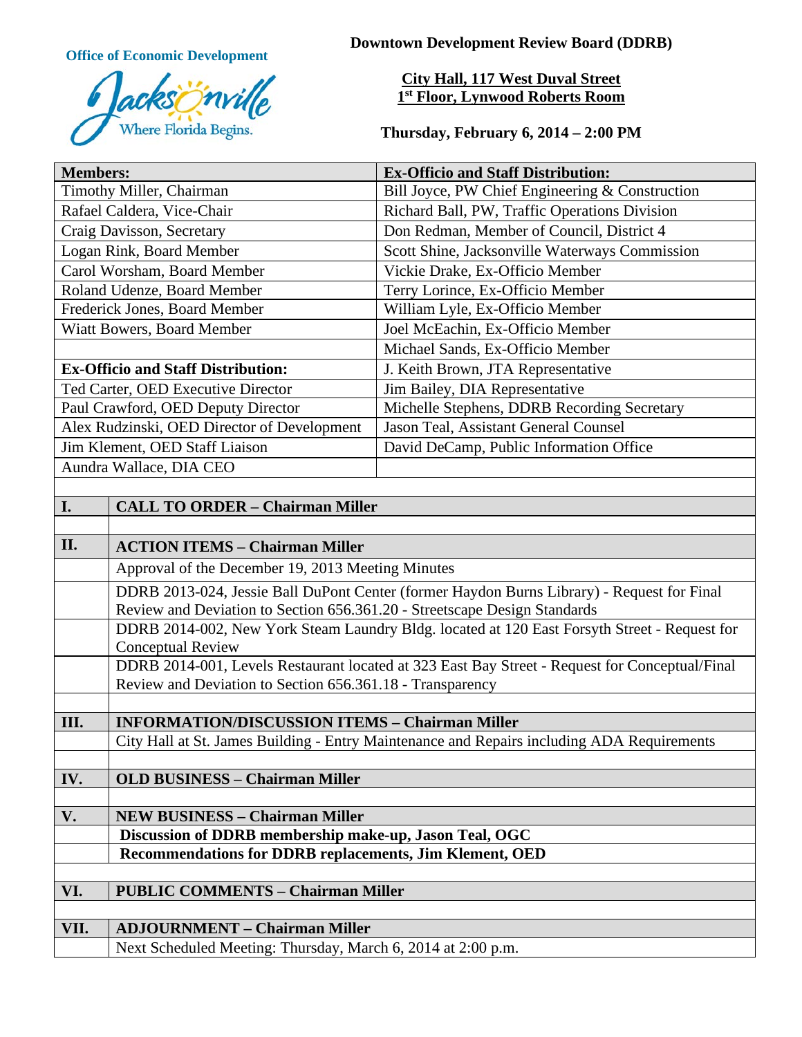**Office of Economic Development**

Jacksonville
Where Florida Begins.

**Downtown Development Review Board (DDRB)**

**City Hall, 117 West Duval Street**
**1st Floor, Lynwood Roberts Room**

**Thursday, February 6, 2014 – 2:00 PM**

| **Members:** | **Ex-Officio and Staff Distribution:** |
|---|---|
| Timothy Miller, Chairman | Bill Joyce, PW Chief Engineering & Construction |
| Rafael Caldera, Vice-Chair | Richard Ball, PW, Traffic Operations Division |
| Craig Davisson, Secretary | Don Redman, Member of Council, District 4 |
| Logan Rink, Board Member | Scott Shine, Jacksonville Waterways Commission |
| Carol Worsham, Board Member | Vickie Drake, Ex-Officio Member |
| Roland Udenze, Board Member | Terry Lorince, Ex-Officio Member |
| Frederick Jones, Board Member | William Lyle, Ex-Officio Member |
| Wiatt Bowers, Board Member | Joel McEachin, Ex-Officio Member |
| | Michael Sands, Ex-Officio Member |
| **Ex-Officio and Staff Distribution:** | J. Keith Brown, JTA Representative |
| Ted Carter, OED Executive Director | Jim Bailey, DIA Representative |
| Paul Crawford, OED Deputy Director | Michelle Stephens, DDRB Recording Secretary |
| Alex Rudzinski, OED Director of Development | Jason Teal, Assistant General Counsel |
| Jim Klement, OED Staff Liaison | David DeCamp, Public Information Office |
| Aundra Wallace, DIA CEO | |

| | |
|---|---|
| **I.** | **CALL TO ORDER – Chairman Miller** |
| | |
| **II.** | **ACTION ITEMS – Chairman Miller** |
| | Approval of the December 19, 2013 Meeting Minutes |
| | DDRB 2013-024, Jessie Ball DuPont Center (former Haydon Burns Library) - Request for Final Review and Deviation to Section 656.361.20 - Streetscape Design Standards |
| | DDRB 2014-002, New York Steam Laundry Bldg. located at 120 East Forsyth Street - Request for Conceptual Review |
| | DDRB 2014-001, Levels Restaurant located at 323 East Bay Street - Request for Conceptual/Final Review and Deviation to Section 656.361.18 - Transparency |
| | |
| **III.** | **INFORMATION/DISCUSSION ITEMS – Chairman Miller** |
| | City Hall at St. James Building - Entry Maintenance and Repairs including ADA Requirements |
| | |
| **IV.** | **OLD BUSINESS – Chairman Miller** |
| | |
| **V.** | **NEW BUSINESS – Chairman Miller** |
| | **Discussion of DDRB membership make-up, Jason Teal, OGC** |
| | **Recommendations for DDRB replacements, Jim Klement, OED** |
| | |
| **VI.** | **PUBLIC COMMENTS – Chairman Miller** |
| | |
| **VII.** | **ADJOURNMENT – Chairman Miller** |
| | Next Scheduled Meeting: Thursday, March 6, 2014 at 2:00 p.m. |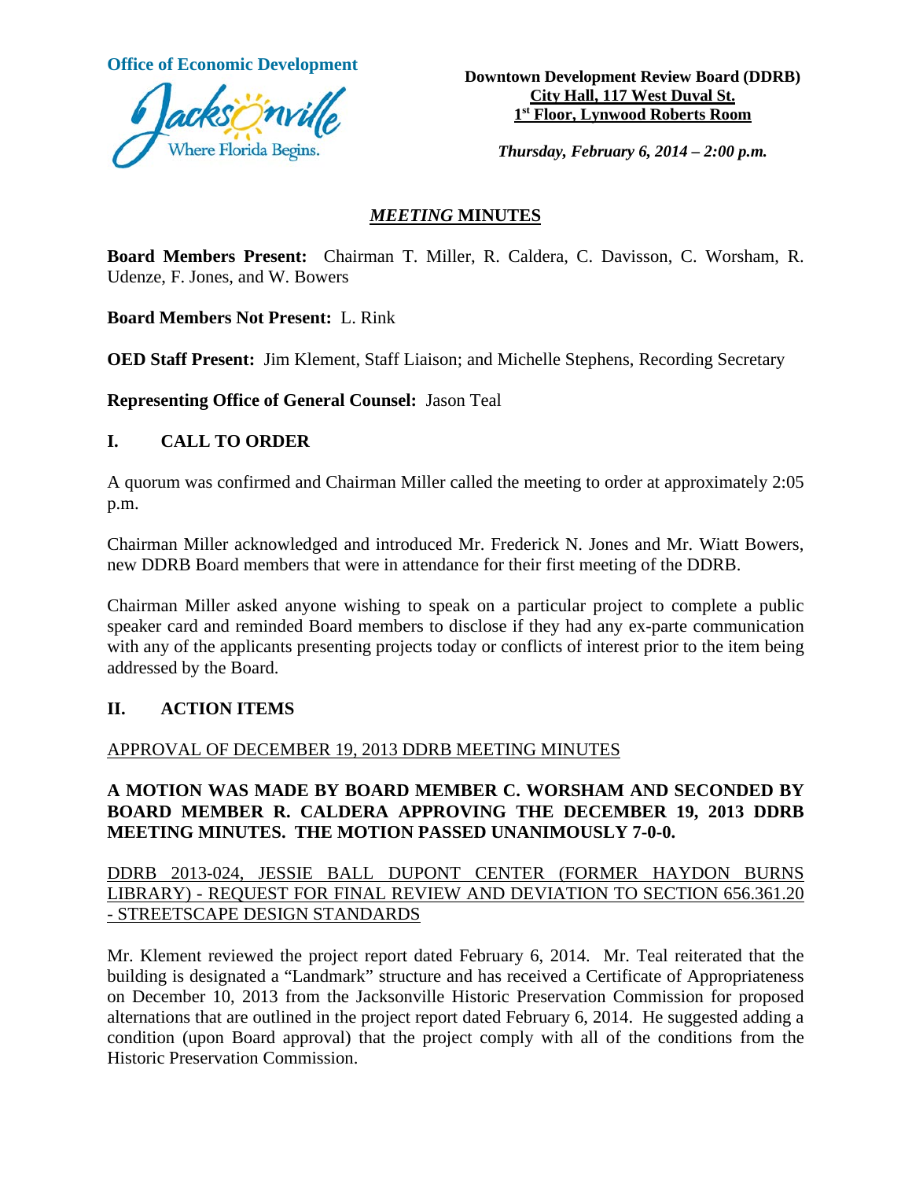**Office of Economic Development**

**Downtown Development Review Board (DDRB)**
**City Hall, 117 West Duval St.**
**1st Floor, Lynwood Roberts Room**

***Thursday, February 6, 2014 – 2:00 p.m.***

## *MEETING* MINUTES

**Board Members Present:** Chairman T. Miller, R. Caldera, C. Davisson, C. Worsham, R. Udenze, F. Jones, and W. Bowers

**Board Members Not Present:** L. Rink

**OED Staff Present:** Jim Klement, Staff Liaison; and Michelle Stephens, Recording Secretary

**Representing Office of General Counsel:** Jason Teal

## I. CALL TO ORDER

A quorum was confirmed and Chairman Miller called the meeting to order at approximately 2:05 p.m.

Chairman Miller acknowledged and introduced Mr. Frederick N. Jones and Mr. Wiatt Bowers, new DDRB Board members that were in attendance for their first meeting of the DDRB.

Chairman Miller asked anyone wishing to speak on a particular project to complete a public speaker card and reminded Board members to disclose if they had any ex-parte communication with any of the applicants presenting projects today or conflicts of interest prior to the item being addressed by the Board.

## II. ACTION ITEMS

APPROVAL OF DECEMBER 19, 2013 DDRB MEETING MINUTES

**A MOTION WAS MADE BY BOARD MEMBER C. WORSHAM AND SECONDED BY BOARD MEMBER R. CALDERA APPROVING THE DECEMBER 19, 2013 DDRB MEETING MINUTES. THE MOTION PASSED UNANIMOUSLY 7-0-0.**

DDRB 2013-024, JESSIE BALL DUPONT CENTER (FORMER HAYDON BURNS LIBRARY) - REQUEST FOR FINAL REVIEW AND DEVIATION TO SECTION 656.361.20 - STREETSCAPE DESIGN STANDARDS

Mr. Klement reviewed the project report dated February 6, 2014. Mr. Teal reiterated that the building is designated a "Landmark" structure and has received a Certificate of Appropriateness on December 10, 2013 from the Jacksonville Historic Preservation Commission for proposed alternations that are outlined in the project report dated February 6, 2014. He suggested adding a condition (upon Board approval) that the project comply with all of the conditions from the Historic Preservation Commission.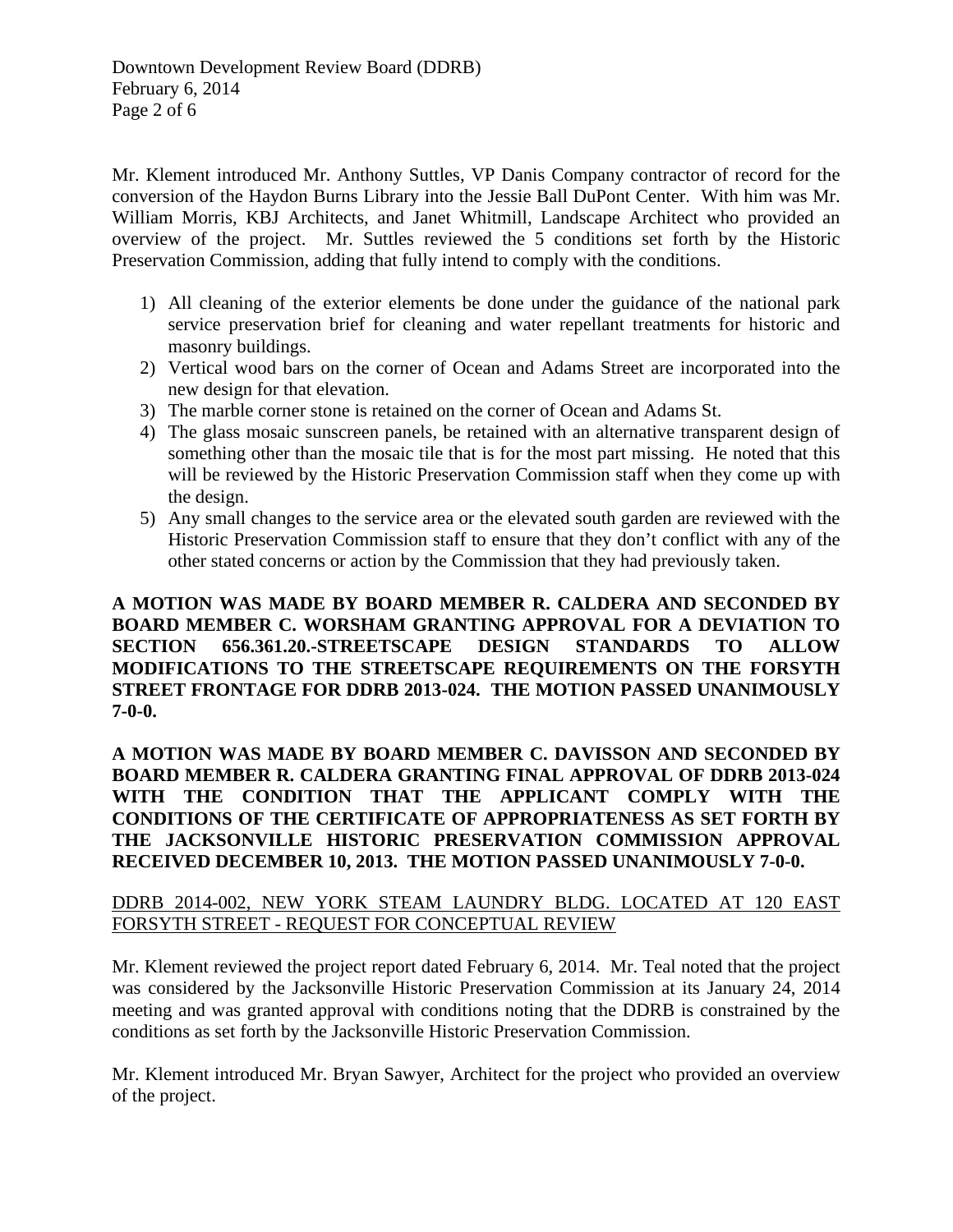Mr. Klement introduced Mr. Anthony Suttles, VP Danis Company contractor of record for the conversion of the Haydon Burns Library into the Jessie Ball DuPont Center. With him was Mr. William Morris, KBJ Architects, and Janet Whitmill, Landscape Architect who provided an overview of the project. Mr. Suttles reviewed the 5 conditions set forth by the Historic Preservation Commission, adding that fully intend to comply with the conditions.

1) All cleaning of the exterior elements be done under the guidance of the national park service preservation brief for cleaning and water repellant treatments for historic and masonry buildings.
2) Vertical wood bars on the corner of Ocean and Adams Street are incorporated into the new design for that elevation.
3) The marble corner stone is retained on the corner of Ocean and Adams St.
4) The glass mosaic sunscreen panels, be retained with an alternative transparent design of something other than the mosaic tile that is for the most part missing. He noted that this will be reviewed by the Historic Preservation Commission staff when they come up with the design.
5) Any small changes to the service area or the elevated south garden are reviewed with the Historic Preservation Commission staff to ensure that they don't conflict with any of the other stated concerns or action by the Commission that they had previously taken.

**A MOTION WAS MADE BY BOARD MEMBER R. CALDERA AND SECONDED BY BOARD MEMBER C. WORSHAM GRANTING APPROVAL FOR A DEVIATION TO SECTION 656.361.20.-STREETSCAPE DESIGN STANDARDS TO ALLOW MODIFICATIONS TO THE STREETSCAPE REQUIREMENTS ON THE FORSYTH STREET FRONTAGE FOR DDRB 2013-024. THE MOTION PASSED UNANIMOUSLY 7-0-0.**

**A MOTION WAS MADE BY BOARD MEMBER C. DAVISSON AND SECONDED BY BOARD MEMBER R. CALDERA GRANTING FINAL APPROVAL OF DDRB 2013-024 WITH THE CONDITION THAT THE APPLICANT COMPLY WITH THE CONDITIONS OF THE CERTIFICATE OF APPROPRIATENESS AS SET FORTH BY THE JACKSONVILLE HISTORIC PRESERVATION COMMISSION APPROVAL RECEIVED DECEMBER 10, 2013. THE MOTION PASSED UNANIMOUSLY 7-0-0.**

DDRB 2014-002, NEW YORK STEAM LAUNDRY BLDG. LOCATED AT 120 EAST FORSYTH STREET - REQUEST FOR CONCEPTUAL REVIEW

Mr. Klement reviewed the project report dated February 6, 2014. Mr. Teal noted that the project was considered by the Jacksonville Historic Preservation Commission at its January 24, 2014 meeting and was granted approval with conditions noting that the DDRB is constrained by the conditions as set forth by the Jacksonville Historic Preservation Commission.

Mr. Klement introduced Mr. Bryan Sawyer, Architect for the project who provided an overview of the project.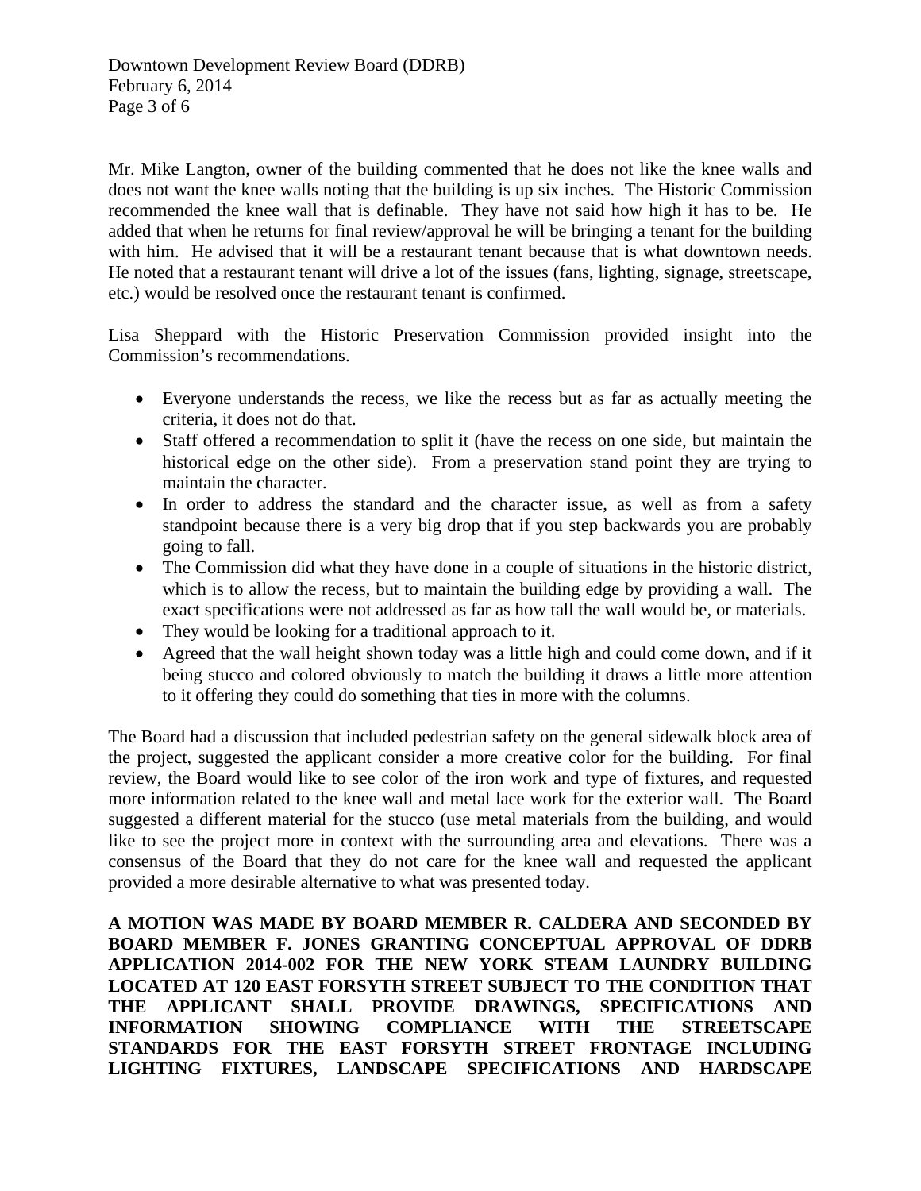Mr. Mike Langton, owner of the building commented that he does not like the knee walls and does not want the knee walls noting that the building is up six inches. The Historic Commission recommended the knee wall that is definable. They have not said how high it has to be. He added that when he returns for final review/approval he will be bringing a tenant for the building with him. He advised that it will be a restaurant tenant because that is what downtown needs. He noted that a restaurant tenant will drive a lot of the issues (fans, lighting, signage, streetscape, etc.) would be resolved once the restaurant tenant is confirmed.

Lisa Sheppard with the Historic Preservation Commission provided insight into the Commission's recommendations.

- Everyone understands the recess, we like the recess but as far as actually meeting the criteria, it does not do that.
- Staff offered a recommendation to split it (have the recess on one side, but maintain the historical edge on the other side). From a preservation stand point they are trying to maintain the character.
- In order to address the standard and the character issue, as well as from a safety standpoint because there is a very big drop that if you step backwards you are probably going to fall.
- The Commission did what they have done in a couple of situations in the historic district, which is to allow the recess, but to maintain the building edge by providing a wall. The exact specifications were not addressed as far as how tall the wall would be, or materials.
- They would be looking for a traditional approach to it.
- Agreed that the wall height shown today was a little high and could come down, and if it being stucco and colored obviously to match the building it draws a little more attention to it offering they could do something that ties in more with the columns.

The Board had a discussion that included pedestrian safety on the general sidewalk block area of the project, suggested the applicant consider a more creative color for the building. For final review, the Board would like to see color of the iron work and type of fixtures, and requested more information related to the knee wall and metal lace work for the exterior wall. The Board suggested a different material for the stucco (use metal materials from the building, and would like to see the project more in context with the surrounding area and elevations. There was a consensus of the Board that they do not care for the knee wall and requested the applicant provided a more desirable alternative to what was presented today.

**A MOTION WAS MADE BY BOARD MEMBER R. CALDERA AND SECONDED BY BOARD MEMBER F. JONES GRANTING CONCEPTUAL APPROVAL OF DDRB APPLICATION 2014-002 FOR THE NEW YORK STEAM LAUNDRY BUILDING LOCATED AT 120 EAST FORSYTH STREET SUBJECT TO THE CONDITION THAT THE APPLICANT SHALL PROVIDE DRAWINGS, SPECIFICATIONS AND INFORMATION SHOWING COMPLIANCE WITH THE STREETSCAPE STANDARDS FOR THE EAST FORSYTH STREET FRONTAGE INCLUDING LIGHTING FIXTURES, LANDSCAPE SPECIFICATIONS AND HARDSCAPE**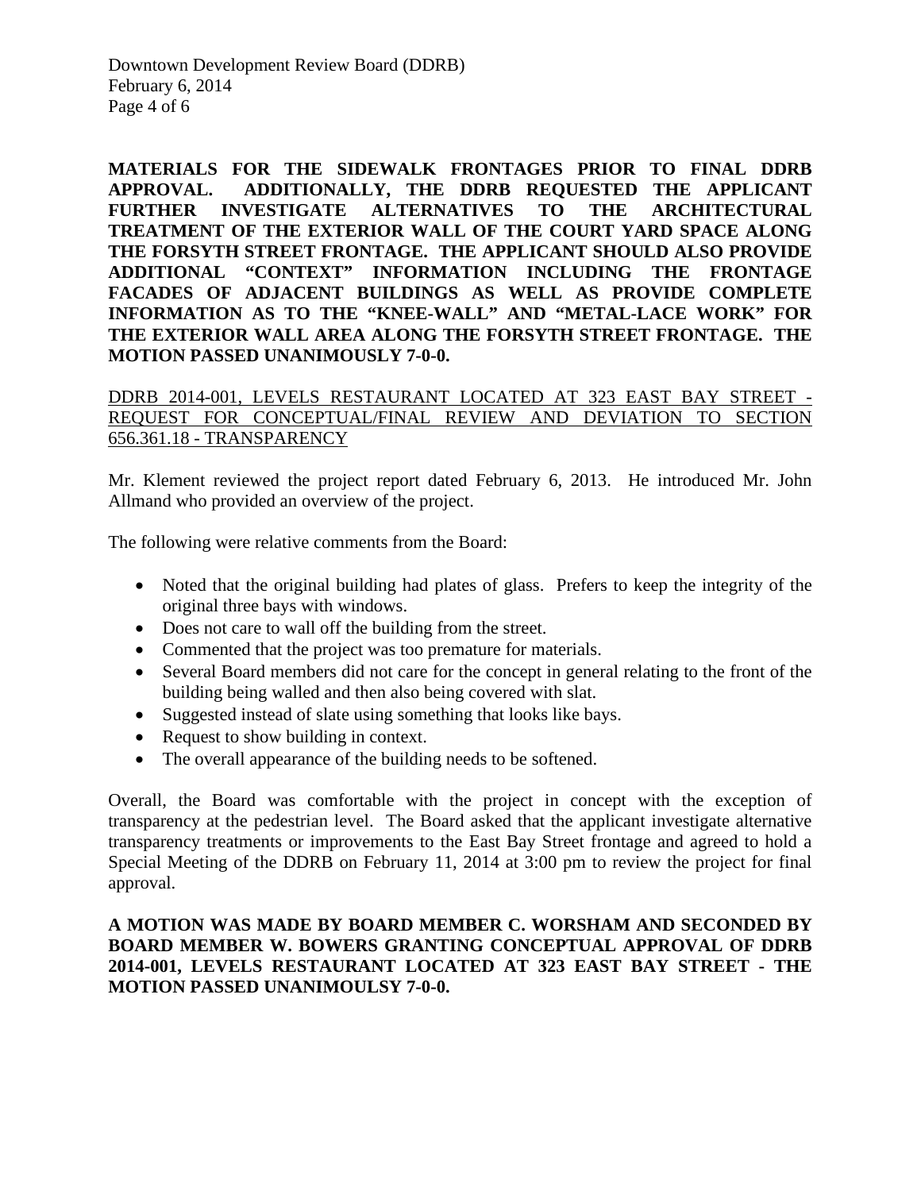**MATERIALS FOR THE SIDEWALK FRONTAGES PRIOR TO FINAL DDRB APPROVAL. ADDITIONALLY, THE DDRB REQUESTED THE APPLICANT FURTHER INVESTIGATE ALTERNATIVES TO THE ARCHITECTURAL TREATMENT OF THE EXTERIOR WALL OF THE COURT YARD SPACE ALONG THE FORSYTH STREET FRONTAGE. THE APPLICANT SHOULD ALSO PROVIDE ADDITIONAL "CONTEXT" INFORMATION INCLUDING THE FRONTAGE FACADES OF ADJACENT BUILDINGS AS WELL AS PROVIDE COMPLETE INFORMATION AS TO THE "KNEE-WALL" AND "METAL-LACE WORK" FOR THE EXTERIOR WALL AREA ALONG THE FORSYTH STREET FRONTAGE. THE MOTION PASSED UNANIMOUSLY 7-0-0.**

<u>DDRB 2014-001, LEVELS RESTAURANT LOCATED AT 323 EAST BAY STREET - REQUEST FOR CONCEPTUAL/FINAL REVIEW AND DEVIATION TO SECTION 656.361.18 - TRANSPARENCY</u>

Mr. Klement reviewed the project report dated February 6, 2013. He introduced Mr. John Allmand who provided an overview of the project.

The following were relative comments from the Board:

- Noted that the original building had plates of glass. Prefers to keep the integrity of the original three bays with windows.
- Does not care to wall off the building from the street.
- Commented that the project was too premature for materials.
- Several Board members did not care for the concept in general relating to the front of the building being walled and then also being covered with slat.
- Suggested instead of slate using something that looks like bays.
- Request to show building in context.
- The overall appearance of the building needs to be softened.

Overall, the Board was comfortable with the project in concept with the exception of transparency at the pedestrian level. The Board asked that the applicant investigate alternative transparency treatments or improvements to the East Bay Street frontage and agreed to hold a Special Meeting of the DDRB on February 11, 2014 at 3:00 pm to review the project for final approval.

**A MOTION WAS MADE BY BOARD MEMBER C. WORSHAM AND SECONDED BY BOARD MEMBER W. BOWERS GRANTING CONCEPTUAL APPROVAL OF DDRB 2014-001, LEVELS RESTAURANT LOCATED AT 323 EAST BAY STREET - THE MOTION PASSED UNANIMOULSY 7-0-0.**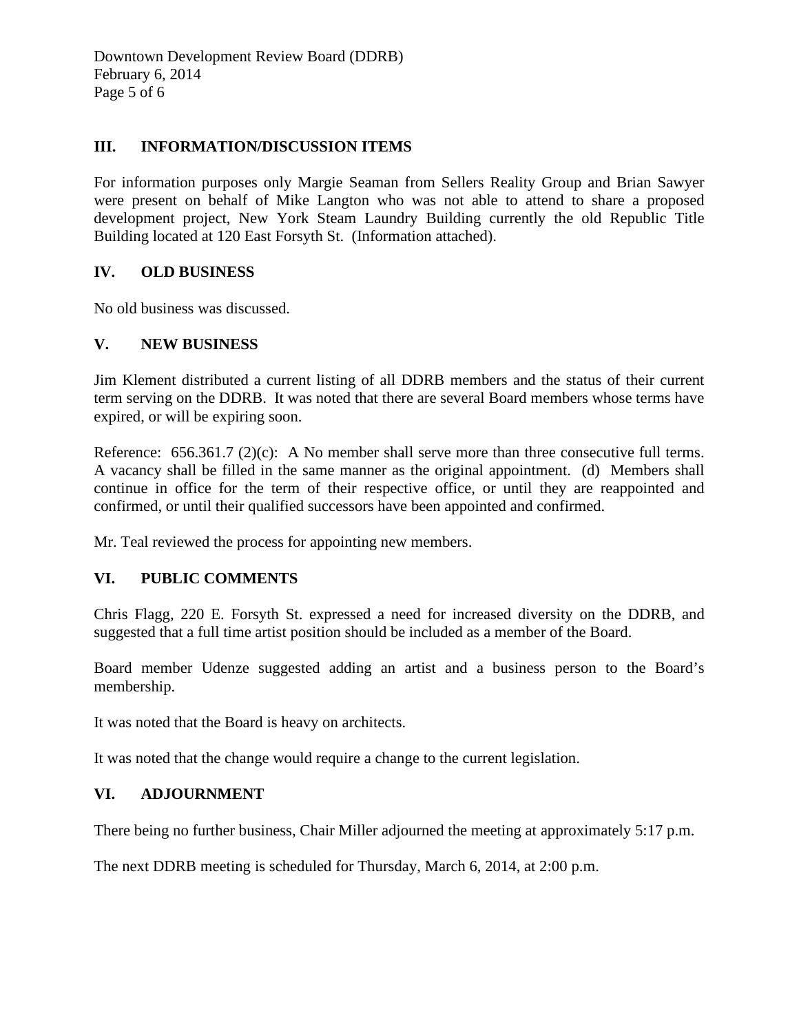## III. INFORMATION/DISCUSSION ITEMS

For information purposes only Margie Seaman from Sellers Reality Group and Brian Sawyer were present on behalf of Mike Langton who was not able to attend to share a proposed development project, New York Steam Laundry Building currently the old Republic Title Building located at 120 East Forsyth St. (Information attached).

## IV. OLD BUSINESS

No old business was discussed.

## V. NEW BUSINESS

Jim Klement distributed a current listing of all DDRB members and the status of their current term serving on the DDRB. It was noted that there are several Board members whose terms have expired, or will be expiring soon.

Reference: 656.361.7 (2)(c): A No member shall serve more than three consecutive full terms. A vacancy shall be filled in the same manner as the original appointment. (d) Members shall continue in office for the term of their respective office, or until they are reappointed and confirmed, or until their qualified successors have been appointed and confirmed.

Mr. Teal reviewed the process for appointing new members.

## VI. PUBLIC COMMENTS

Chris Flagg, 220 E. Forsyth St. expressed a need for increased diversity on the DDRB, and suggested that a full time artist position should be included as a member of the Board.

Board member Udenze suggested adding an artist and a business person to the Board's membership.

It was noted that the Board is heavy on architects.

It was noted that the change would require a change to the current legislation.

## VI. ADJOURNMENT

There being no further business, Chair Miller adjourned the meeting at approximately 5:17 p.m.

The next DDRB meeting is scheduled for Thursday, March 6, 2014, at 2:00 p.m.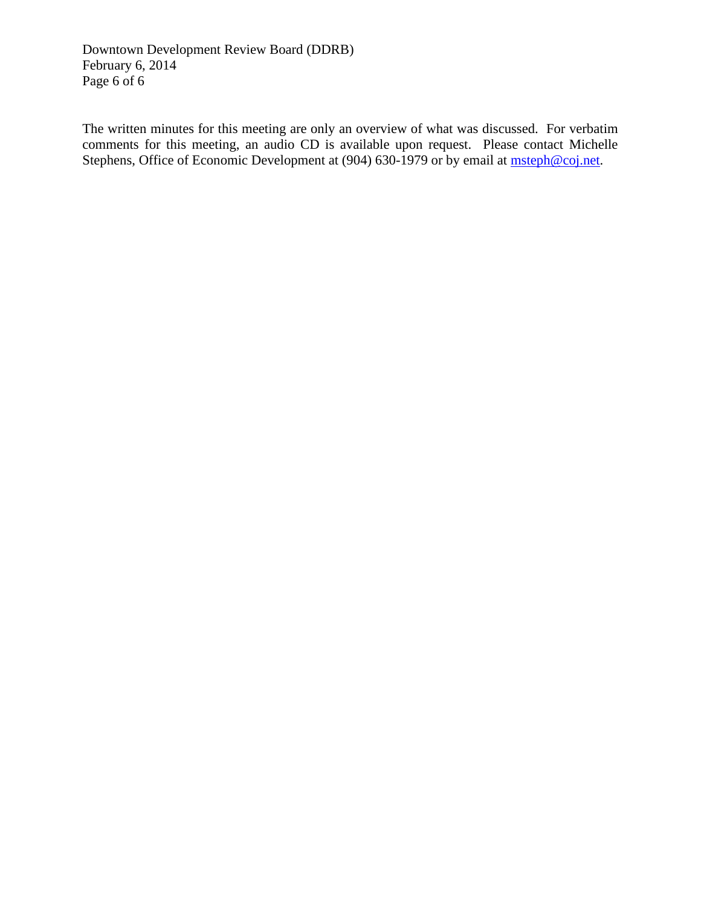The written minutes for this meeting are only an overview of what was discussed. For verbatim comments for this meeting, an audio CD is available upon request. Please contact Michelle Stephens, Office of Economic Development at (904) 630-1979 or by email at msteph@coj.net.